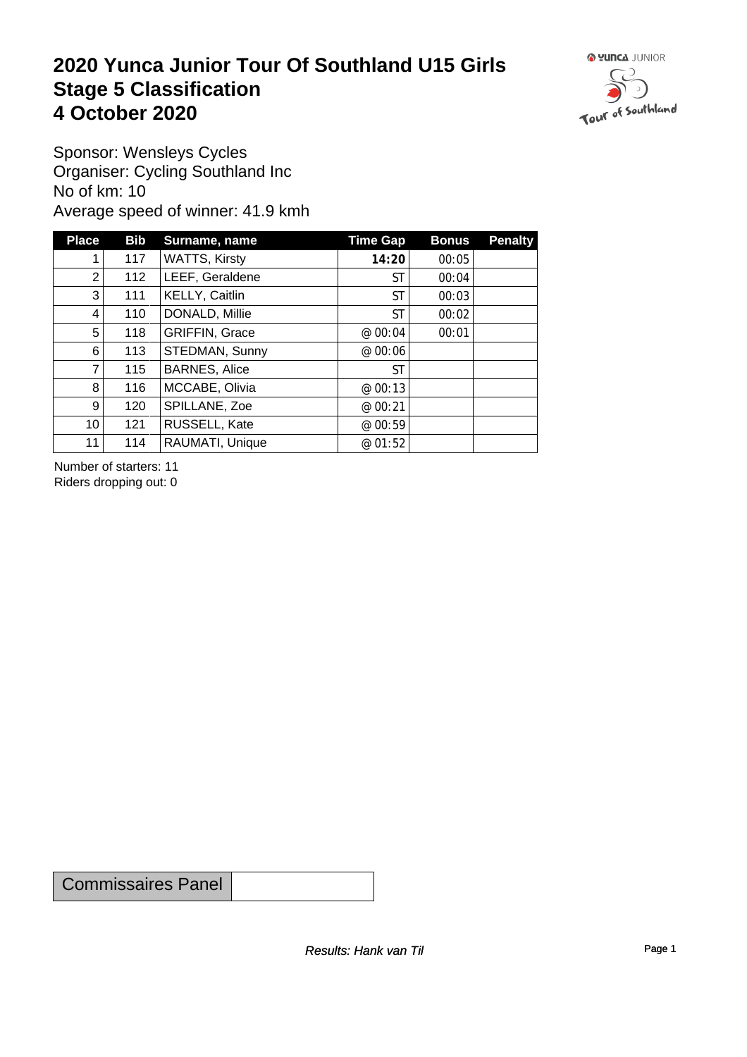# 2020 Yunca Junior Tour Of Southland U15 Girls
# Stage 5 Classification
# 4 October 2020

Sponsor: Wensleys Cycles
Organiser: Cycling Southland Inc
No of km: 10
Average speed of winner: 41.9 kmh

| Place | Bib | Surname, name | Time Gap | Bonus | Penalty |
|---|---|---|---|---|---|
| 1 | 117 | WATTS, Kirsty | **14:20** | 00:05 | |
| 2 | 112 | LEEF, Geraldene | ST | 00:04 | |
| 3 | 111 | KELLY, Caitlin | ST | 00:03 | |
| 4 | 110 | DONALD, Millie | ST | 00:02 | |
| 5 | 118 | GRIFFIN, Grace | @ 00:04 | 00:01 | |
| 6 | 113 | STEDMAN, Sunny | @ 00:06 | | |
| 7 | 115 | BARNES, Alice | ST | | |
| 8 | 116 | MCCABE, Olivia | @ 00:13 | | |
| 9 | 120 | SPILLANE, Zoe | @ 00:21 | | |
| 10 | 121 | RUSSELL, Kate | @ 00:59 | | |
| 11 | 114 | RAUMATI, Unique | @ 01:52 | | |

Number of starters: 11
Riders dropping out: 0

| Commissaires Panel | |
|---|---|

*Results: Hank van Til*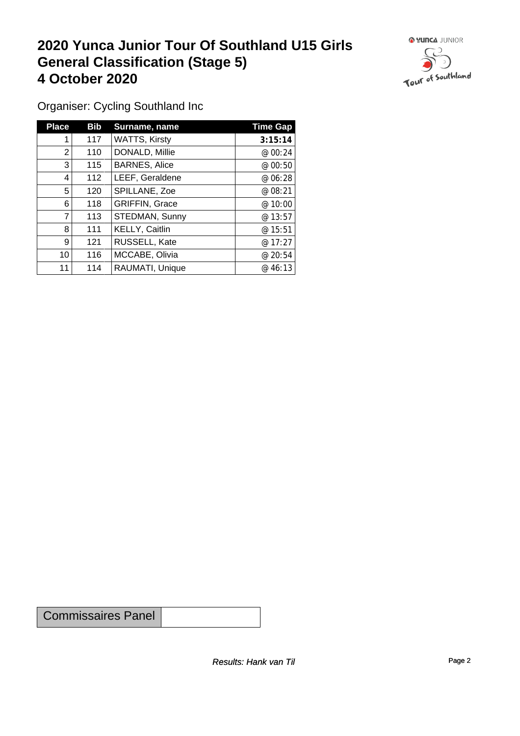# 2020 Yunca Junior Tour Of Southland U15 Girls General Classification (Stage 5) 4 October 2020

Organiser: Cycling Southland Inc

| Place | Bib | Surname, name | Time Gap |
|---|---|---|---|
| 1 | 117 | WATTS, Kirsty | **3:15:14** |
| 2 | 110 | DONALD, Millie | @ 00:24 |
| 3 | 115 | BARNES, Alice | @ 00:50 |
| 4 | 112 | LEEF, Geraldene | @ 06:28 |
| 5 | 120 | SPILLANE, Zoe | @ 08:21 |
| 6 | 118 | GRIFFIN, Grace | @ 10:00 |
| 7 | 113 | STEDMAN, Sunny | @ 13:57 |
| 8 | 111 | KELLY, Caitlin | @ 15:51 |
| 9 | 121 | RUSSELL, Kate | @ 17:27 |
| 10 | 116 | MCCABE, Olivia | @ 20:54 |
| 11 | 114 | RAUMATI, Unique | @ 46:13 |

| Commissaires Panel | |
|---|---|

*Results: Hank van Til*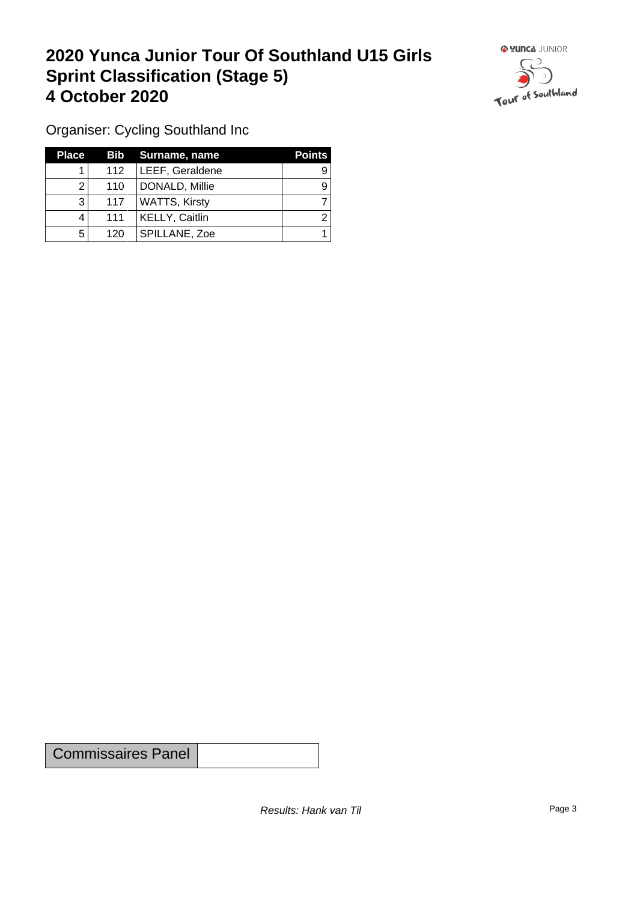# 2020 Yunca Junior Tour Of Southland U15 Girls
# Sprint Classification (Stage 5)
# 4 October 2020

Organiser: Cycling Southland Inc

| Place | Bib | Surname, name | Points |
|---|---|---|---|
| 1 | 112 | LEEF, Geraldene | 9 |
| 2 | 110 | DONALD, Millie | 9 |
| 3 | 117 | WATTS, Kirsty | 7 |
| 4 | 111 | KELLY, Caitlin | 2 |
| 5 | 120 | SPILLANE, Zoe | 1 |

| Commissaires Panel | |
|---|---|

*Results: Hank van Til*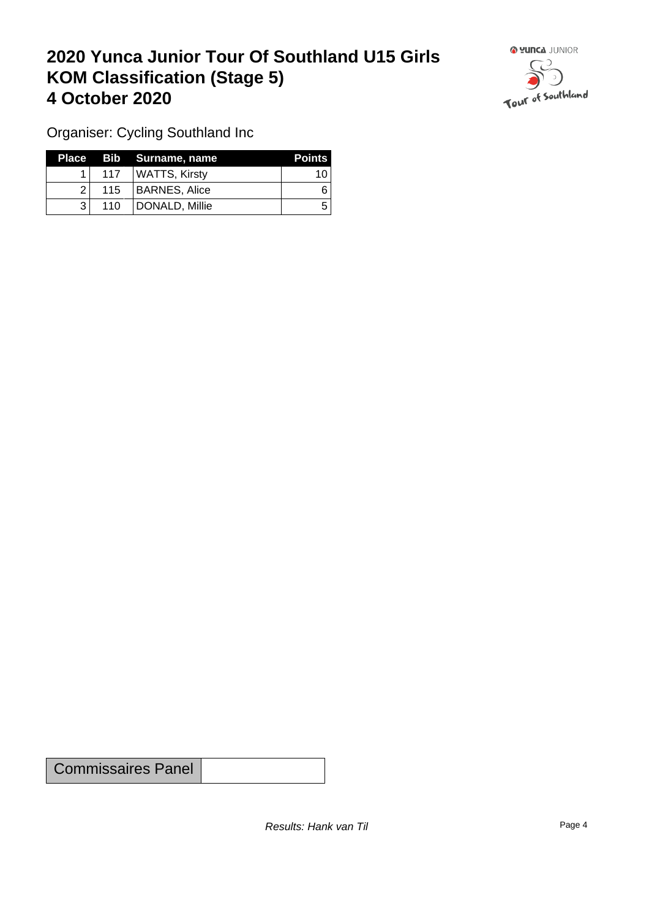# 2020 Yunca Junior Tour Of Southland U15 Girls
# KOM Classification (Stage 5)
# 4 October 2020

Organiser: Cycling Southland Inc

| Place | Bib | Surname, name | Points |
|---|---|---|---|
| 1 | 117 | WATTS, Kirsty | 10 |
| 2 | 115 | BARNES, Alice | 6 |
| 3 | 110 | DONALD, Millie | 5 |

| Commissaires Panel | |
|---|---|

*Results: Hank van Til*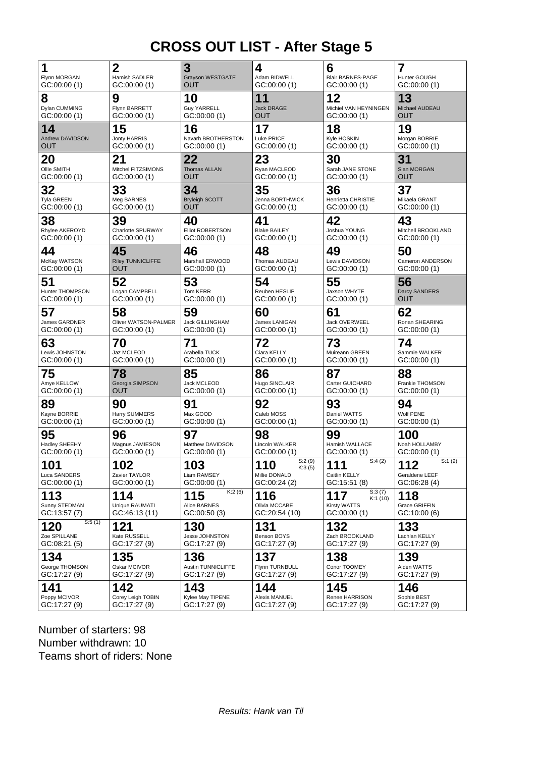# CROSS OUT LIST - After Stage 5

| | | | | | |
|---|---|---|---|---|---|
| **1**<br>Flynn MORGAN<br>GC:00:00 (1) | **2**<br>Hamish SADLER<br>GC:00:00 (1) | **3**<br>Grayson WESTGATE<br>OUT | **4**<br>Adam BIDWELL<br>GC:00:00 (1) | **6**<br>Blair BARNES-PAGE<br>GC:00:00 (1) | **7**<br>Hunter GOUGH<br>GC:00:00 (1) |
| **8**<br>Dylan CUMMING<br>GC:00:00 (1) | **9**<br>Flynn BARRETT<br>GC:00:00 (1) | **10**<br>Guy YARRELL<br>GC:00:00 (1) | **11**<br>Jack DRAGE<br>OUT | **12**<br>Michiel VAN HEYNINGEN<br>GC:00:00 (1) | **13**<br>Michael AUDEAU<br>OUT |
| **14**<br>Andrew DAVIDSON<br>OUT | **15**<br>Jonty HARRIS<br>GC:00:00 (1) | **16**<br>Navarh BROTHERSTON<br>GC:00:00 (1) | **17**<br>Luke PRICE<br>GC:00:00 (1) | **18**<br>Kyle HOSKIN<br>GC:00:00 (1) | **19**<br>Morgan BORRIE<br>GC:00:00 (1) |
| **20**<br>Ollie SMITH<br>GC:00:00 (1) | **21**<br>Mitchel FITZSIMONS<br>GC:00:00 (1) | **22**<br>Thomas ALLAN<br>OUT | **23**<br>Ryan MACLEOD<br>GC:00:00 (1) | **30**<br>Sarah JANE STONE<br>GC:00:00 (1) | **31**<br>Sian MORGAN<br>OUT |
| **32**<br>Tyla GREEN<br>GC:00:00 (1) | **33**<br>Meg BARNES<br>GC:00:00 (1) | **34**<br>Bryleigh SCOTT<br>OUT | **35**<br>Jenna BORTHWICK<br>GC:00:00 (1) | **36**<br>Henrietta CHRISTIE<br>GC:00:00 (1) | **37**<br>Mikaela GRANT<br>GC:00:00 (1) |
| **38**<br>Rhylee AKEROYD<br>GC:00:00 (1) | **39**<br>Charlotte SPURWAY<br>GC:00:00 (1) | **40**<br>Elliot ROBERTSON<br>GC:00:00 (1) | **41**<br>Blake BAILEY<br>GC:00:00 (1) | **42**<br>Joshua YOUNG<br>GC:00:00 (1) | **43**<br>Mitchell BROOKLAND<br>GC:00:00 (1) |
| **44**<br>McKay WATSON<br>GC:00:00 (1) | **45**<br>Riley TUNNICLIFFE<br>OUT | **46**<br>Marshall ERWOOD<br>GC:00:00 (1) | **48**<br>Thomas AUDEAU<br>GC:00:00 (1) | **49**<br>Lewis DAVIDSON<br>GC:00:00 (1) | **50**<br>Cameron ANDERSON<br>GC:00:00 (1) |
| **51**<br>Hunter THOMPSON<br>GC:00:00 (1) | **52**<br>Logan CAMPBELL<br>GC:00:00 (1) | **53**<br>Tom KERR<br>GC:00:00 (1) | **54**<br>Reuben HESLIP<br>GC:00:00 (1) | **55**<br>Jaxson WHYTE<br>GC:00:00 (1) | **56**<br>Darcy SANDERS<br>OUT |
| **57**<br>James GARDNER<br>GC:00:00 (1) | **58**<br>Oliver WATSON-PALMER<br>GC:00:00 (1) | **59**<br>Jack GILLINGHAM<br>GC:00:00 (1) | **60**<br>James LANIGAN<br>GC:00:00 (1) | **61**<br>Jack OVERWEEL<br>GC:00:00 (1) | **62**<br>Ronan SHEARING<br>GC:00:00 (1) |
| **63**<br>Lewis JOHNSTON<br>GC:00:00 (1) | **70**<br>Jaz MCLEOD<br>GC:00:00 (1) | **71**<br>Arabella TUCK<br>GC:00:00 (1) | **72**<br>Ciara KELLY<br>GC:00:00 (1) | **73**<br>Muireann GREEN<br>GC:00:00 (1) | **74**<br>Sammie WALKER<br>GC:00:00 (1) |
| **75**<br>Amye KELLOW<br>GC:00:00 (1) | **78**<br>Georgia SIMPSON<br>OUT | **85**<br>Jack MCLEOD<br>GC:00:00 (1) | **86**<br>Hugo SINCLAIR<br>GC:00:00 (1) | **87**<br>Carter GUICHARD<br>GC:00:00 (1) | **88**<br>Frankie THOMSON<br>GC:00:00 (1) |
| **89**<br>Kayne BORRIE<br>GC:00:00 (1) | **90**<br>Harry SUMMERS<br>GC:00:00 (1) | **91**<br>Max GOOD<br>GC:00:00 (1) | **92**<br>Caleb MOSS<br>GC:00:00 (1) | **93**<br>Daniel WATTS<br>GC:00:00 (1) | **94**<br>Wolf PENE<br>GC:00:00 (1) |
| **95**<br>Hadley SHEEHY<br>GC:00:00 (1) | **96**<br>Magnus JAMIESON<br>GC:00:00 (1) | **97**<br>Matthew DAVIDSON<br>GC:00:00 (1) | **98**<br>Lincoln WALKER<br>GC:00:00 (1) | **99**<br>Hamish WALLACE<br>GC:00:00 (1) | **100**<br>Noah HOLLAMBY<br>GC:00:00 (1) |
| **101**<br>Luca SANDERS<br>GC:00:00 (1) | **102**<br>Zavier TAYLOR<br>GC:00:00 (1) | **103**<br>Liam RAMSEY<br>GC:00:00 (1) | **110** S:2 (9) K:3 (5)<br>Millie DONALD<br>GC:00:24 (2) | **111** S:4 (2)<br>Caitlin KELLY<br>GC:15:51 (8) | **112** S:1 (9)<br>Geraldene LEEF<br>GC:06:28 (4) |
| **113**<br>Sunny STEDMAN<br>GC:13:57 (7) | **114**<br>Unique RAUMATI<br>GC:46:13 (11) | **115** K:2 (6)<br>Alice BARNES<br>GC:00:50 (3) | **116**<br>Olivia MCCABE<br>GC:20:54 (10) | **117** S:3 (7) K:1 (10)<br>Kirsty WATTS<br>GC:00:00 (1) | **118**<br>Grace GRIFFIN<br>GC:10:00 (6) |
| **120** S:5 (1)<br>Zoe SPILLANE<br>GC:08:21 (5) | **121**<br>Kate RUSSELL<br>GC:17:27 (9) | **130**<br>Jesse JOHNSTON<br>GC:17:27 (9) | **131**<br>Benson BOYS<br>GC:17:27 (9) | **132**<br>Zach BROOKLAND<br>GC:17:27 (9) | **133**<br>Lachlan KELLY<br>GC:17:27 (9) |
| **134**<br>George THOMSON<br>GC:17:27 (9) | **135**<br>Oskar MCIVOR<br>GC:17:27 (9) | **136**<br>Austin TUNNICLIFFE<br>GC:17:27 (9) | **137**<br>Flynn TURNBULL<br>GC:17:27 (9) | **138**<br>Conor TOOMEY<br>GC:17:27 (9) | **139**<br>Aiden WATTS<br>GC:17:27 (9) |
| **141**<br>Poppy MCIVOR<br>GC:17:27 (9) | **142**<br>Corey Leigh TOBIN<br>GC:17:27 (9) | **143**<br>Kylee May TIPENE<br>GC:17:27 (9) | **144**<br>Alexis MANUEL<br>GC:17:27 (9) | **145**<br>Renee HARRISON<br>GC:17:27 (9) | **146**<br>Sophie BEST<br>GC:17:27 (9) |

Number of starters: 98
Number withdrawn: 10
Teams short of riders: None

*Results: Hank van Til*